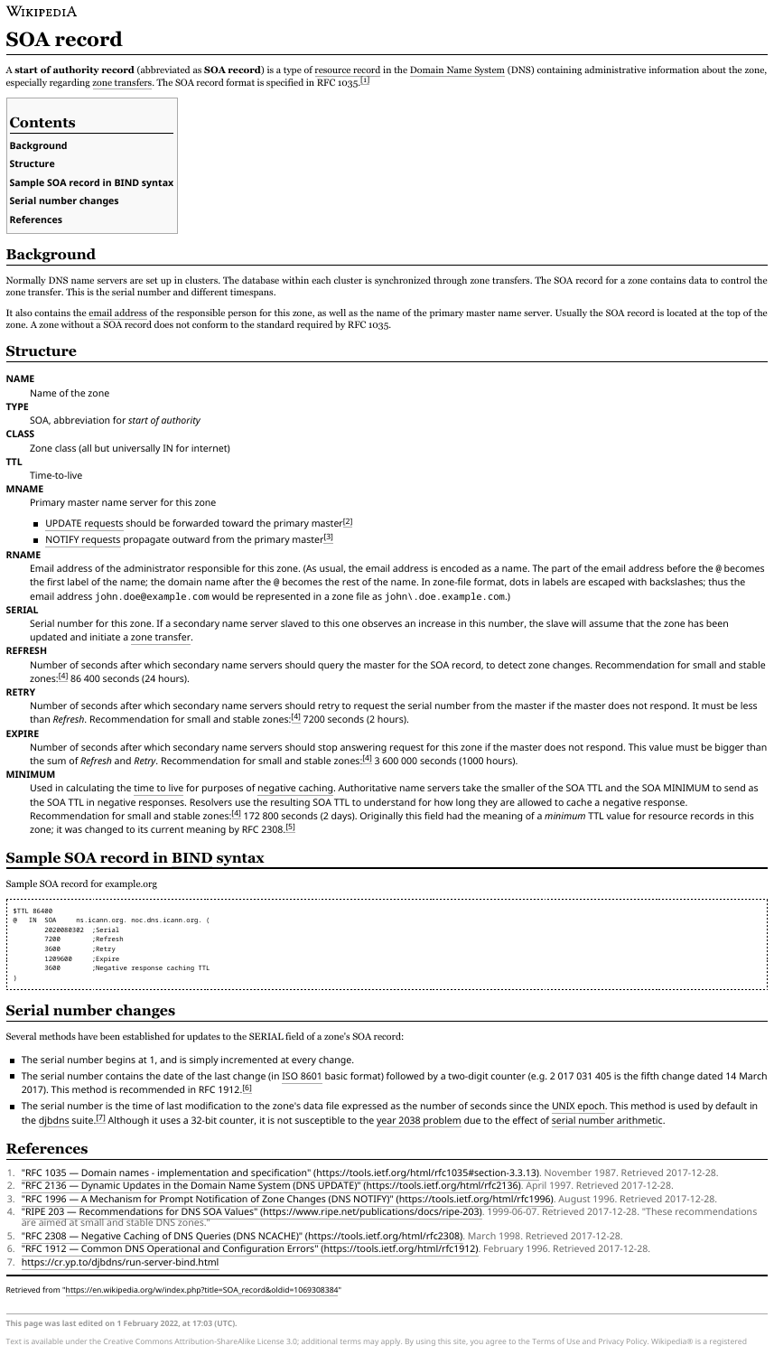Wikipedia

# SOA record

A **start of authority record** (abbreviated as **SOA record**) is a type of resource record in the Domain Name System (DNS) containing administrative information about the zone, especially regarding zone transfers. The SOA record format is specified in RFC 1035.[1]

## Contents

- Background
- Structure
- Sample SOA record in BIND syntax
- Serial number changes
- References

## Background

Normally DNS name servers are set up in clusters. The database within each cluster is synchronized through zone transfers. The SOA record for a zone contains data to control the zone transfer. This is the serial number and different timespans.

It also contains the email address of the responsible person for this zone, as well as the name of the primary master name server. Usually the SOA record is located at the top of the zone. A zone without a SOA record does not conform to the standard required by RFC 1035.

## Structure

**NAME**
: Name of the zone

**TYPE**
: SOA, abbreviation for *start of authority*

**CLASS**
: Zone class (all but universally IN for internet)

**TTL**
: Time-to-live

**MNAME**
: Primary master name server for this zone
  - UPDATE requests should be forwarded toward the primary master[2]
  - NOTIFY requests propagate outward from the primary master[3]

**RNAME**
: Email address of the administrator responsible for this zone. (As usual, the email address is encoded as a name. The part of the email address before the @ becomes the first label of the name; the domain name after the @ becomes the rest of the name. In zone-file format, dots in labels are escaped with backslashes; thus the email address `john.doe@example.com` would be represented in a zone file as `john\.doe.example.com`.)

**SERIAL**
: Serial number for this zone. If a secondary name server slaved to this one observes an increase in this number, the slave will assume that the zone has been updated and initiate a zone transfer.

**REFRESH**
: Number of seconds after which secondary name servers should query the master for the SOA record, to detect zone changes. Recommendation for small and stable zones:[4] 86 400 seconds (24 hours).

**RETRY**
: Number of seconds after which secondary name servers should retry to request the serial number from the master if the master does not respond. It must be less than *Refresh*. Recommendation for small and stable zones:[4] 7200 seconds (2 hours).

**EXPIRE**
: Number of seconds after which secondary name servers should stop answering request for this zone if the master does not respond. This value must be bigger than the sum of *Refresh* and *Retry*. Recommendation for small and stable zones:[4] 3 600 000 seconds (1000 hours).

**MINIMUM**
: Used in calculating the time to live for purposes of negative caching. Authoritative name servers take the smaller of the SOA TTL and the SOA MINIMUM to send as the SOA TTL in negative responses. Resolvers use the resulting SOA TTL to understand for how long they are allowed to cache a negative response. Recommendation for small and stable zones:[4] 172 800 seconds (2 days). Originally this field had the meaning of a *minimum* TTL value for resource records in this zone; it was changed to its current meaning by RFC 2308.[5]

## Sample SOA record in BIND syntax

Sample SOA record for example.org

```
$TTL 86400
@   IN  SOA     ns.icann.org. noc.dns.icann.org. (
        2020080302  ;Serial
        7200        ;Refresh
        3600        ;Retry
        1209600     ;Expire
        3600        ;Negative response caching TTL
)
```

## Serial number changes

Several methods have been established for updates to the SERIAL field of a zone's SOA record:

- The serial number begins at 1, and is simply incremented at every change.
- The serial number contains the date of the last change (in ISO 8601 basic format) followed by a two-digit counter (e.g. 2 017 031 405 is the fifth change dated 14 March 2017). This method is recommended in RFC 1912.[6]
- The serial number is the time of last modification to the zone's data file expressed as the number of seconds since the UNIX epoch. This method is used by default in the djbdns suite.[7] Although it uses a 32-bit counter, it is not susceptible to the year 2038 problem due to the effect of serial number arithmetic.

## References

1. "RFC 1035 — Domain names - implementation and specification" (https://tools.ietf.org/html/rfc1035#section-3.3.13). November 1987. Retrieved 2017-12-28.
2. "RFC 2136 — Dynamic Updates in the Domain Name System (DNS UPDATE)" (https://tools.ietf.org/html/rfc2136). April 1997. Retrieved 2017-12-28.
3. "RFC 1996 — A Mechanism for Prompt Notification of Zone Changes (DNS NOTIFY)" (https://tools.ietf.org/html/rfc1996). August 1996. Retrieved 2017-12-28.
4. "RIPE 203 — Recommendations for DNS SOA Values" (https://www.ripe.net/publications/docs/ripe-203). 1999-06-07. Retrieved 2017-12-28. "These recommendations are aimed at small and stable DNS zones."
5. "RFC 2308 — Negative Caching of DNS Queries (DNS NCACHE)" (https://tools.ietf.org/html/rfc2308). March 1998. Retrieved 2017-12-28.
6. "RFC 1912 — Common DNS Operational and Configuration Errors" (https://tools.ietf.org/html/rfc1912). February 1996. Retrieved 2017-12-28.
7. https://cr.yp.to/djbdns/run-server-bind.html

Retrieved from "https://en.wikipedia.org/w/index.php?title=SOA_record&oldid=1069308384"

This page was last edited on 1 February 2022, at 17:03 (UTC).

Text is available under the Creative Commons Attribution-ShareAlike License 3.0; additional terms may apply. By using this site, you agree to the Terms of Use and Privacy Policy. Wikipedia® is a registered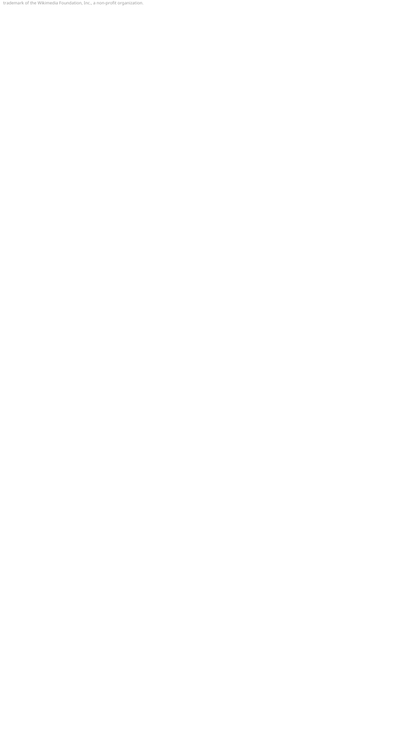trademark of the Wikimedia Foundation, Inc., a non-profit organization.